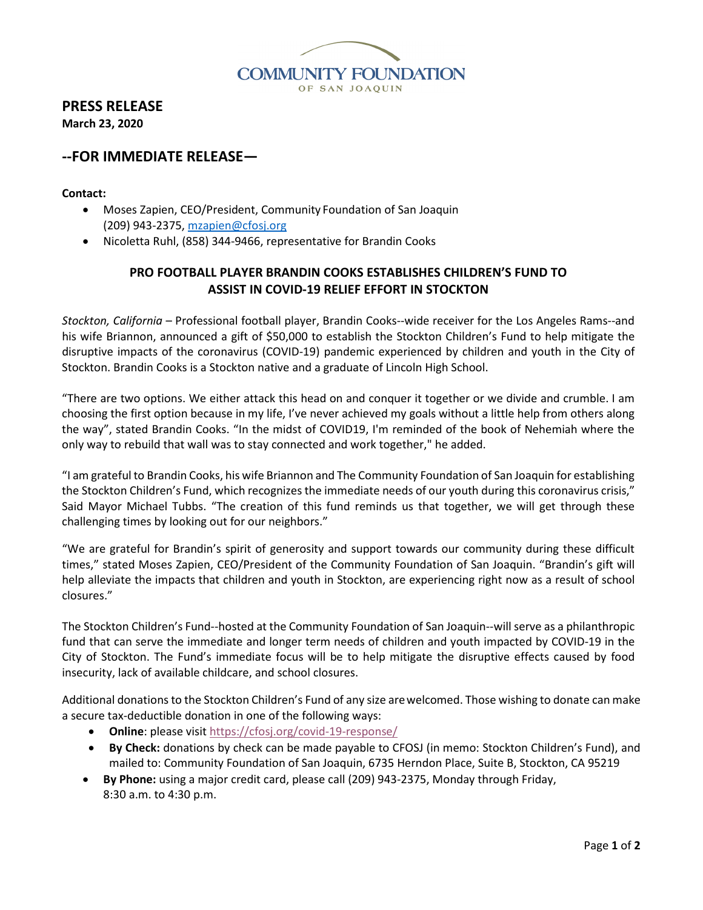COMMUNITY FOUNDATION
OF SAN JOAQUIN

# PRESS RELEASE

**March 23, 2020**

## --FOR IMMEDIATE RELEASE—

**Contact:**

- Moses Zapien, CEO/President, Community Foundation of San Joaquin
  (209) 943-2375, mzapien@cfosj.org
- Nicoletta Ruhl, (858) 344-9466, representative for Brandin Cooks

### PRO FOOTBALL PLAYER BRANDIN COOKS ESTABLISHES CHILDREN'S FUND TO ASSIST IN COVID-19 RELIEF EFFORT IN STOCKTON

*Stockton, California* – Professional football player, Brandin Cooks--wide receiver for the Los Angeles Rams--and his wife Briannon, announced a gift of $50,000 to establish the Stockton Children's Fund to help mitigate the disruptive impacts of the coronavirus (COVID-19) pandemic experienced by children and youth in the City of Stockton. Brandin Cooks is a Stockton native and a graduate of Lincoln High School.

"There are two options. We either attack this head on and conquer it together or we divide and crumble. I am choosing the first option because in my life, I've never achieved my goals without a little help from others along the way", stated Brandin Cooks. "In the midst of COVID19, I'm reminded of the book of Nehemiah where the only way to rebuild that wall was to stay connected and work together," he added.

"I am grateful to Brandin Cooks, his wife Briannon and The Community Foundation of San Joaquin for establishing the Stockton Children's Fund, which recognizes the immediate needs of our youth during this coronavirus crisis," Said Mayor Michael Tubbs. "The creation of this fund reminds us that together, we will get through these challenging times by looking out for our neighbors."

"We are grateful for Brandin's spirit of generosity and support towards our community during these difficult times," stated Moses Zapien, CEO/President of the Community Foundation of San Joaquin. "Brandin's gift will help alleviate the impacts that children and youth in Stockton, are experiencing right now as a result of school closures."

The Stockton Children's Fund--hosted at the Community Foundation of San Joaquin--will serve as a philanthropic fund that can serve the immediate and longer term needs of children and youth impacted by COVID-19 in the City of Stockton. The Fund's immediate focus will be to help mitigate the disruptive effects caused by food insecurity, lack of available childcare, and school closures.

Additional donations to the Stockton Children's Fund of any size are welcomed. Those wishing to donate can make a secure tax-deductible donation in one of the following ways:

- **Online**: please visit https://cfosj.org/covid-19-response/
- **By Check:** donations by check can be made payable to CFOSJ (in memo: Stockton Children's Fund), and mailed to: Community Foundation of San Joaquin, 6735 Herndon Place, Suite B, Stockton, CA 95219
- **By Phone:** using a major credit card, please call (209) 943-2375, Monday through Friday, 8:30 a.m. to 4:30 p.m.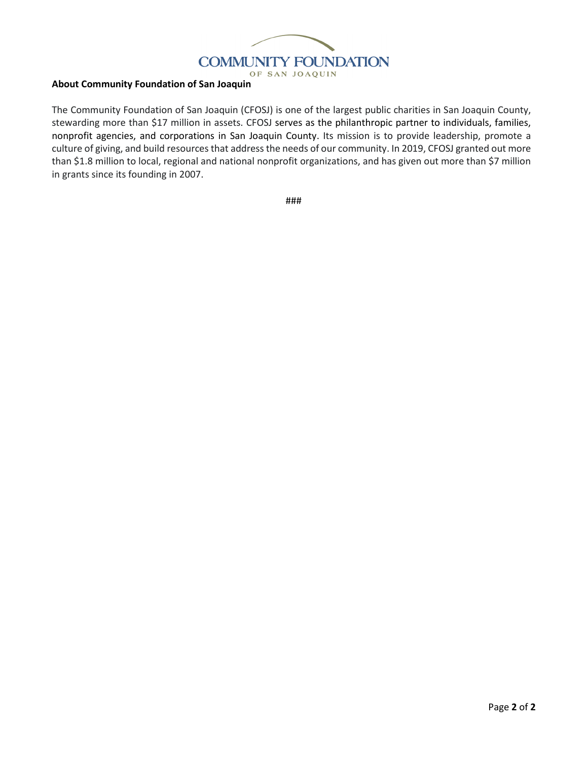COMMUNITY FOUNDATION
OF SAN JOAQUIN

**About Community Foundation of San Joaquin**

The Community Foundation of San Joaquin (CFOSJ) is one of the largest public charities in San Joaquin County, stewarding more than $17 million in assets. CFOSJ serves as the philanthropic partner to individuals, families, nonprofit agencies, and corporations in San Joaquin County. Its mission is to provide leadership, promote a culture of giving, and build resources that address the needs of our community. In 2019, CFOSJ granted out more than $1.8 million to local, regional and national nonprofit organizations, and has given out more than $7 million in grants since its founding in 2007.

###